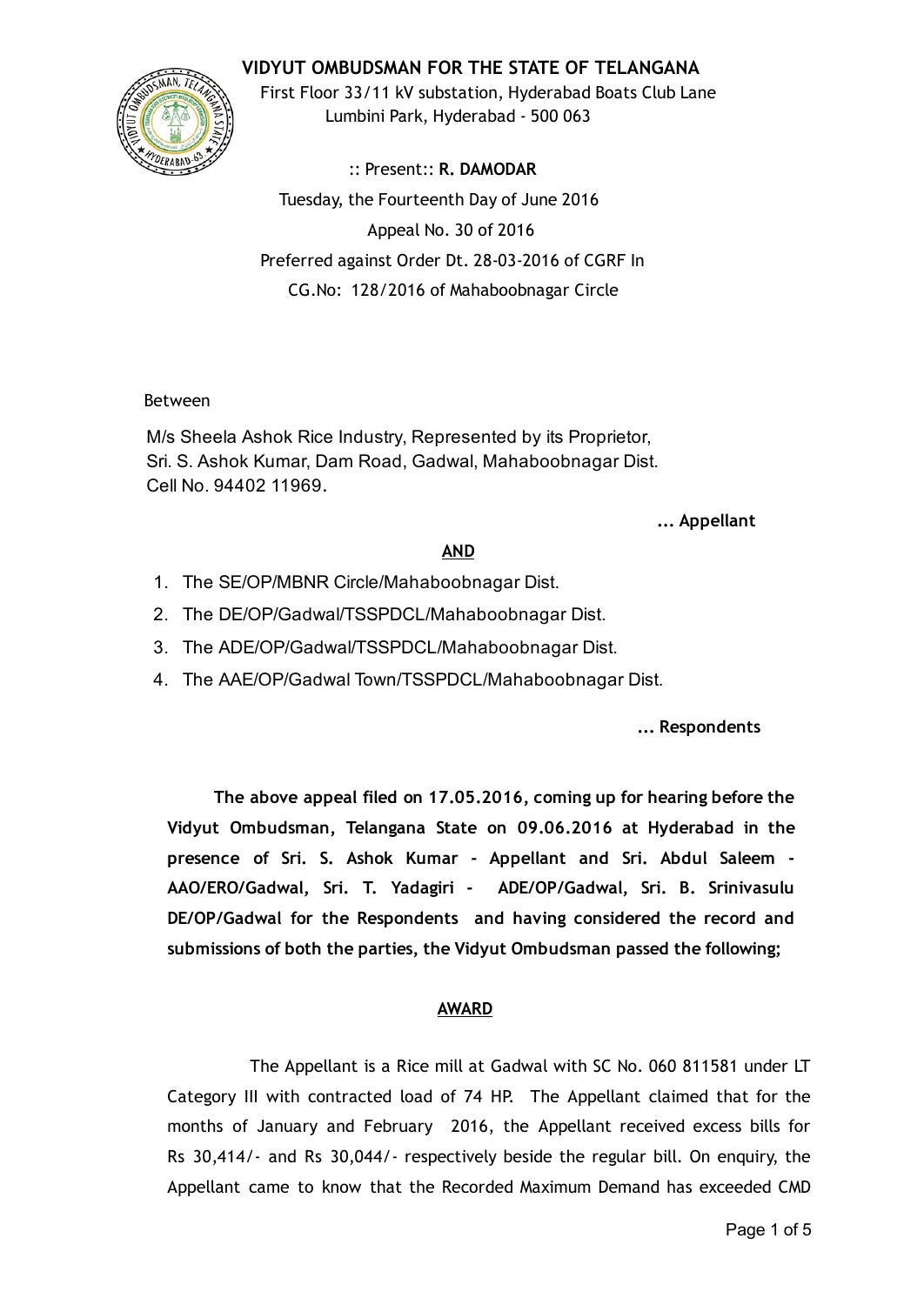# VIDYUT OMBUDSMAN FOR THE STATE OF TELANGANA

First Floor 33/11 kV substation, Hyderabad Boats Club Lane
Lumbini Park, Hyderabad - 500 063

:: Present:: **R. DAMODAR**

Tuesday, the Fourteenth Day of June 2016

Appeal No. 30 of 2016

Preferred against Order Dt. 28-03-2016 of CGRF In
CG.No: 128/2016 of Mahaboobnagar Circle

Between

M/s Sheela Ashok Rice Industry, Represented by its Proprietor,
Sri. S. Ashok Kumar, Dam Road, Gadwal, Mahaboobnagar Dist.
Cell No. 94402 11969.

**... Appellant**

**AND**

1. The SE/OP/MBNR Circle/Mahaboobnagar Dist.
2. The DE/OP/Gadwal/TSSPDCL/Mahaboobnagar Dist.
3. The ADE/OP/Gadwal/TSSPDCL/Mahaboobnagar Dist.
4. The AAE/OP/Gadwal Town/TSSPDCL/Mahaboobnagar Dist.

**... Respondents**

**The above appeal filed on 17.05.2016, coming up for hearing before the Vidyut Ombudsman, Telangana State on 09.06.2016 at Hyderabad in the presence of Sri. S. Ashok Kumar - Appellant and Sri. Abdul Saleem - AAO/ERO/Gadwal, Sri. T. Yadagiri - ADE/OP/Gadwal, Sri. B. Srinivasulu DE/OP/Gadwal for the Respondents and having considered the record and submissions of both the parties, the Vidyut Ombudsman passed the following;**

## AWARD

The Appellant is a Rice mill at Gadwal with SC No. 060 811581 under LT Category III with contracted load of 74 HP. The Appellant claimed that for the months of January and February 2016, the Appellant received excess bills for Rs 30,414/- and Rs 30,044/- respectively beside the regular bill. On enquiry, the Appellant came to know that the Recorded Maximum Demand has exceeded CMD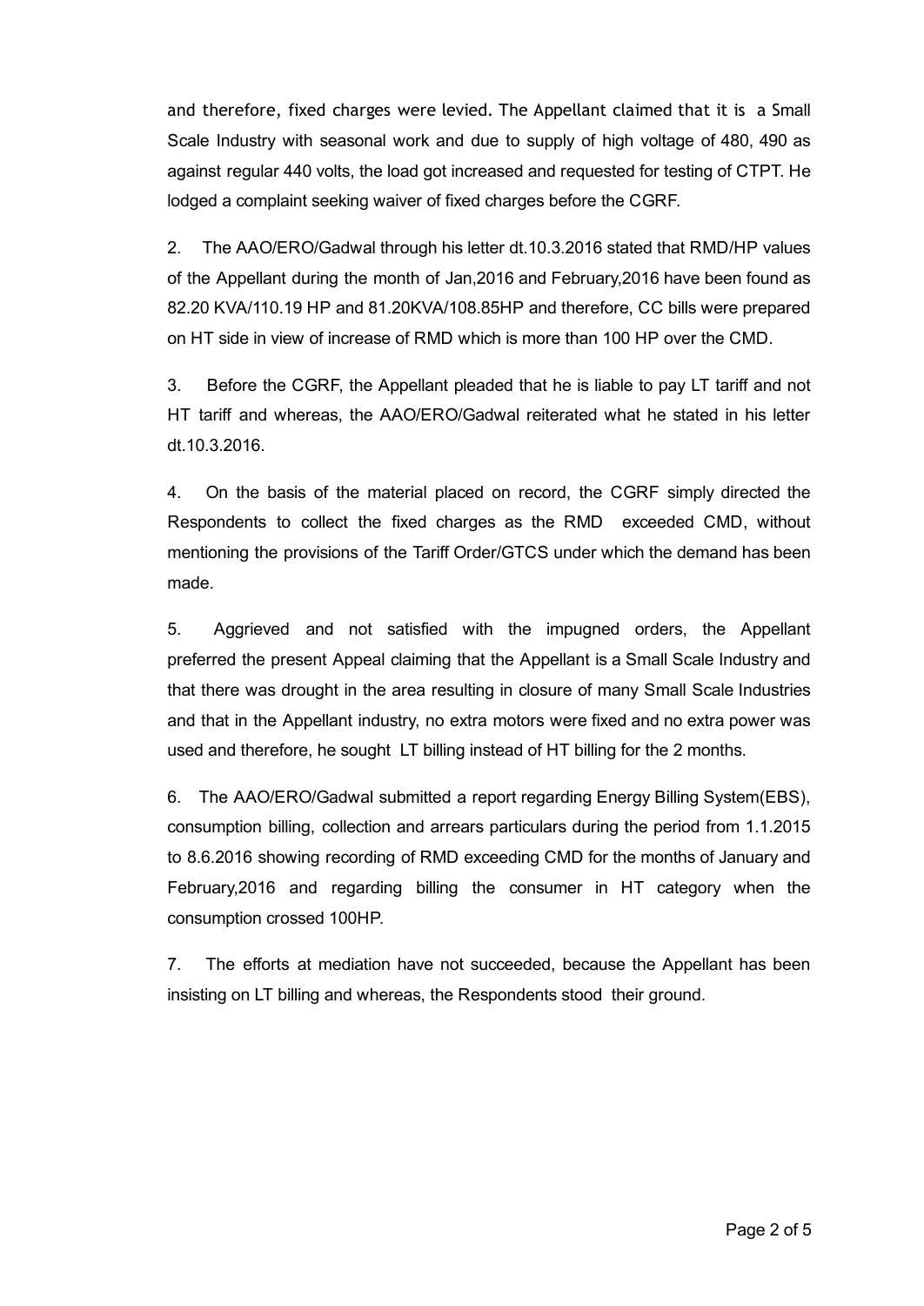and therefore, fixed charges were levied. The Appellant claimed that it is a Small Scale Industry with seasonal work and due to supply of high voltage of 480, 490 as against regular 440 volts, the load got increased and requested for testing of CTPT. He lodged a complaint seeking waiver of fixed charges before the CGRF.

2. The AAO/ERO/Gadwal through his letter dt.10.3.2016 stated that RMD/HP values of the Appellant during the month of Jan,2016 and February,2016 have been found as 82.20 KVA/110.19 HP and 81.20KVA/108.85HP and therefore, CC bills were prepared on HT side in view of increase of RMD which is more than 100 HP over the CMD.

3. Before the CGRF, the Appellant pleaded that he is liable to pay LT tariff and not HT tariff and whereas, the AAO/ERO/Gadwal reiterated what he stated in his letter dt.10.3.2016.

4. On the basis of the material placed on record, the CGRF simply directed the Respondents to collect the fixed charges as the RMD exceeded CMD, without mentioning the provisions of the Tariff Order/GTCS under which the demand has been made.

5. Aggrieved and not satisfied with the impugned orders, the Appellant preferred the present Appeal claiming that the Appellant is a Small Scale Industry and that there was drought in the area resulting in closure of many Small Scale Industries and that in the Appellant industry, no extra motors were fixed and no extra power was used and therefore, he sought LT billing instead of HT billing for the 2 months.

6. The AAO/ERO/Gadwal submitted a report regarding Energy Billing System(EBS), consumption billing, collection and arrears particulars during the period from 1.1.2015 to 8.6.2016 showing recording of RMD exceeding CMD for the months of January and February,2016 and regarding billing the consumer in HT category when the consumption crossed 100HP.

7. The efforts at mediation have not succeeded, because the Appellant has been insisting on LT billing and whereas, the Respondents stood their ground.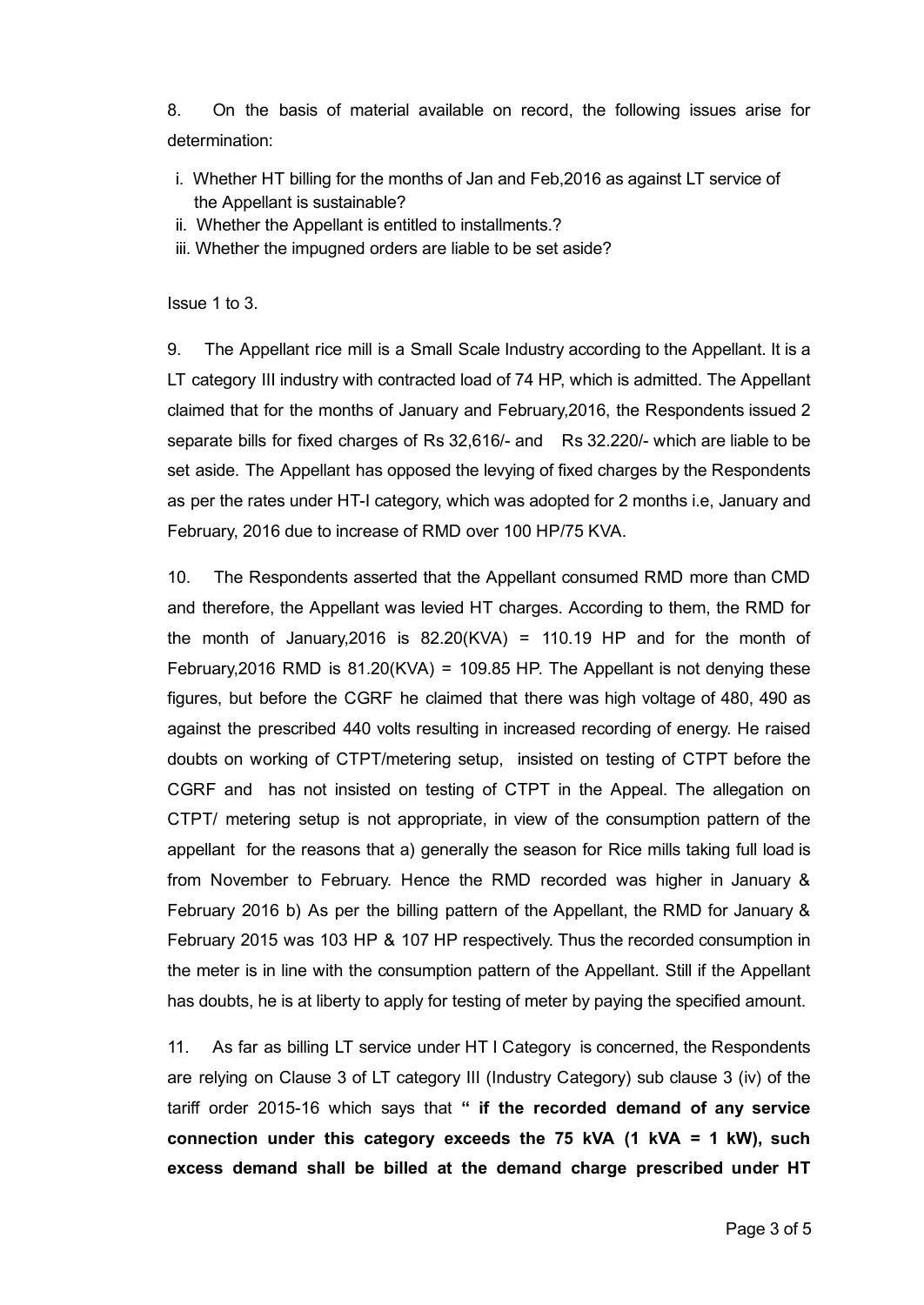8. On the basis of material available on record, the following issues arise for determination:

i. Whether HT billing for the months of Jan and Feb,2016 as against LT service of the Appellant is sustainable?
ii. Whether the Appellant is entitled to installments.?
iii. Whether the impugned orders are liable to be set aside?

Issue 1 to 3.

9. The Appellant rice mill is a Small Scale Industry according to the Appellant. It is a LT category III industry with contracted load of 74 HP, which is admitted. The Appellant claimed that for the months of January and February,2016, the Respondents issued 2 separate bills for fixed charges of Rs 32,616/- and Rs 32.220/- which are liable to be set aside. The Appellant has opposed the levying of fixed charges by the Respondents as per the rates under HT-I category, which was adopted for 2 months i.e, January and February, 2016 due to increase of RMD over 100 HP/75 KVA.

10. The Respondents asserted that the Appellant consumed RMD more than CMD and therefore, the Appellant was levied HT charges. According to them, the RMD for the month of January,2016 is 82.20(KVA) = 110.19 HP and for the month of February,2016 RMD is 81.20(KVA) = 109.85 HP. The Appellant is not denying these figures, but before the CGRF he claimed that there was high voltage of 480, 490 as against the prescribed 440 volts resulting in increased recording of energy. He raised doubts on working of CTPT/metering setup, insisted on testing of CTPT before the CGRF and has not insisted on testing of CTPT in the Appeal. The allegation on CTPT/ metering setup is not appropriate, in view of the consumption pattern of the appellant for the reasons that a) generally the season for Rice mills taking full load is from November to February. Hence the RMD recorded was higher in January & February 2016 b) As per the billing pattern of the Appellant, the RMD for January & February 2015 was 103 HP & 107 HP respectively. Thus the recorded consumption in the meter is in line with the consumption pattern of the Appellant. Still if the Appellant has doubts, he is at liberty to apply for testing of meter by paying the specified amount.

11. As far as billing LT service under HT I Category is concerned, the Respondents are relying on Clause 3 of LT category III (Industry Category) sub clause 3 (iv) of the tariff order 2015-16 which says that **" if the recorded demand of any service connection under this category exceeds the 75 kVA (1 kVA = 1 kW), such excess demand shall be billed at the demand charge prescribed under HT**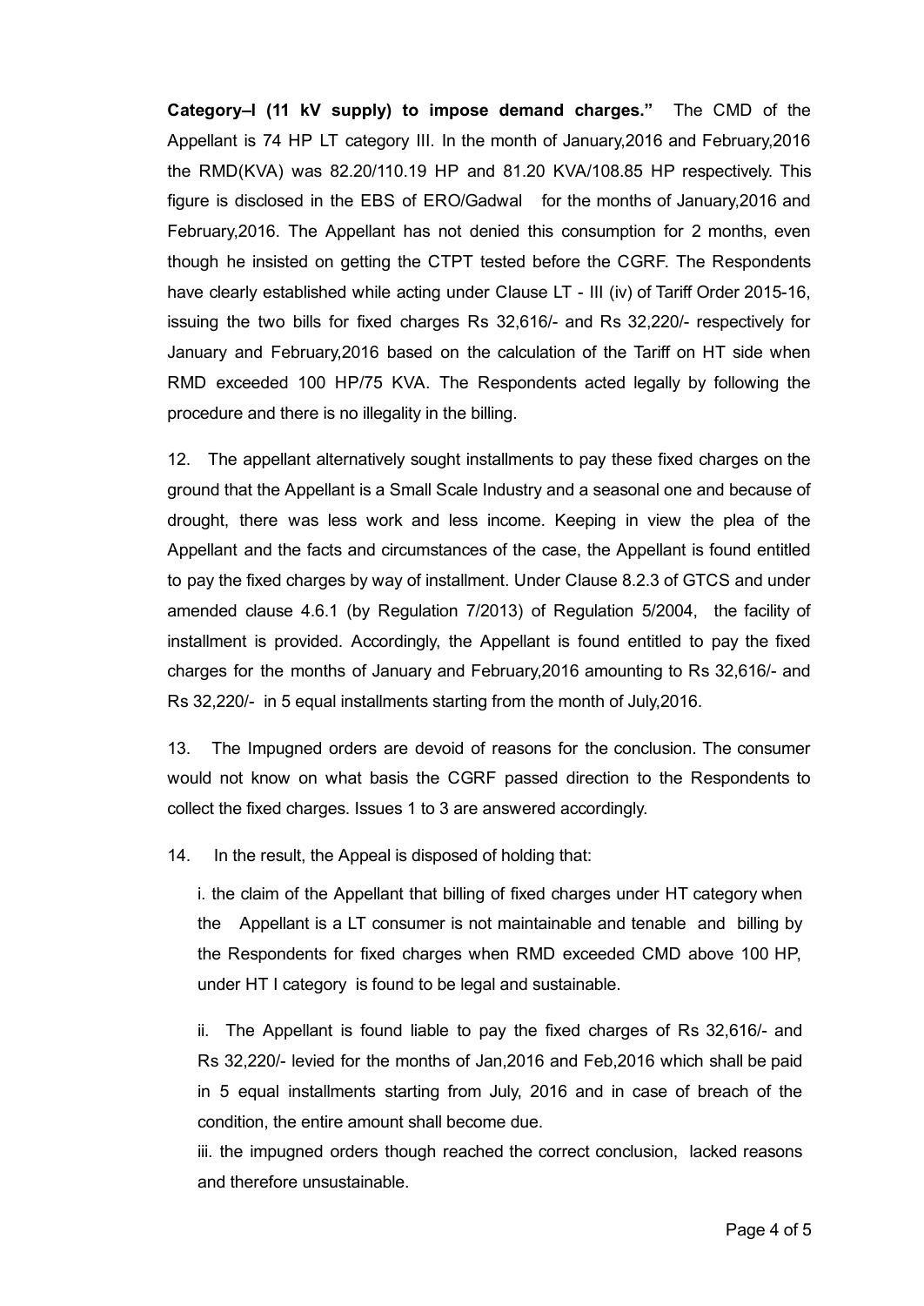**Category–I (11 kV supply) to impose demand charges."** The CMD of the Appellant is 74 HP LT category III. In the month of January,2016 and February,2016 the RMD(KVA) was 82.20/110.19 HP and 81.20 KVA/108.85 HP respectively. This figure is disclosed in the EBS of ERO/Gadwal for the months of January,2016 and February,2016. The Appellant has not denied this consumption for 2 months, even though he insisted on getting the CTPT tested before the CGRF. The Respondents have clearly established while acting under Clause LT - III (iv) of Tariff Order 2015-16, issuing the two bills for fixed charges Rs 32,616/- and Rs 32,220/- respectively for January and February,2016 based on the calculation of the Tariff on HT side when RMD exceeded 100 HP/75 KVA. The Respondents acted legally by following the procedure and there is no illegality in the billing.

12. The appellant alternatively sought installments to pay these fixed charges on the ground that the Appellant is a Small Scale Industry and a seasonal one and because of drought, there was less work and less income. Keeping in view the plea of the Appellant and the facts and circumstances of the case, the Appellant is found entitled to pay the fixed charges by way of installment. Under Clause 8.2.3 of GTCS and under amended clause 4.6.1 (by Regulation 7/2013) of Regulation 5/2004, the facility of installment is provided. Accordingly, the Appellant is found entitled to pay the fixed charges for the months of January and February,2016 amounting to Rs 32,616/- and Rs 32,220/- in 5 equal installments starting from the month of July,2016.

13. The Impugned orders are devoid of reasons for the conclusion. The consumer would not know on what basis the CGRF passed direction to the Respondents to collect the fixed charges. Issues 1 to 3 are answered accordingly.

14. In the result, the Appeal is disposed of holding that:

i. the claim of the Appellant that billing of fixed charges under HT category when the Appellant is a LT consumer is not maintainable and tenable and billing by the Respondents for fixed charges when RMD exceeded CMD above 100 HP, under HT I category is found to be legal and sustainable.

ii. The Appellant is found liable to pay the fixed charges of Rs 32,616/- and Rs 32,220/- levied for the months of Jan,2016 and Feb,2016 which shall be paid in 5 equal installments starting from July, 2016 and in case of breach of the condition, the entire amount shall become due.

iii. the impugned orders though reached the correct conclusion, lacked reasons and therefore unsustainable.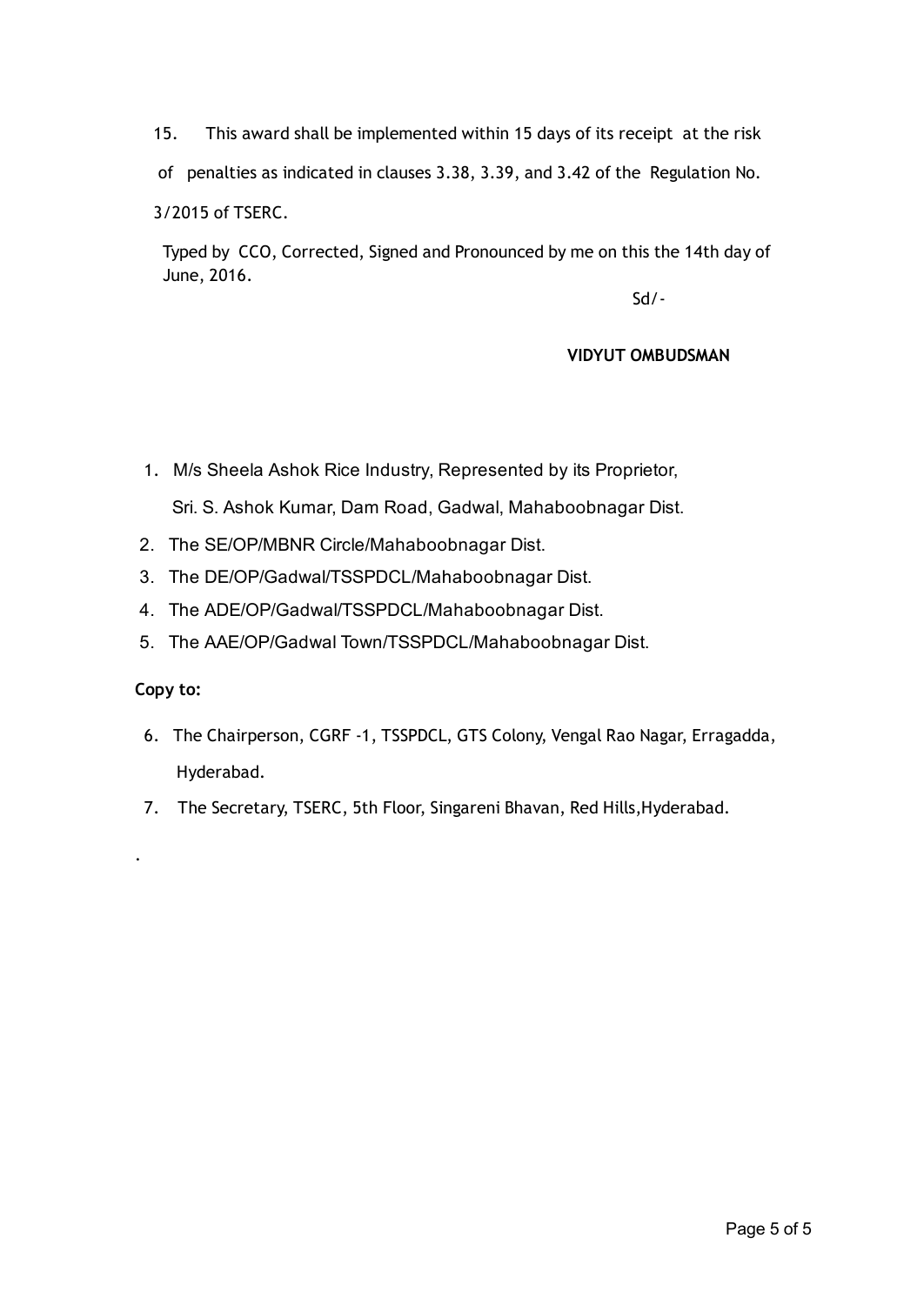15. This award shall be implemented within 15 days of its receipt at the risk of penalties as indicated in clauses 3.38, 3.39, and 3.42 of the Regulation No. 3/2015 of TSERC.

Typed by CCO, Corrected, Signed and Pronounced by me on this the 14th day of June, 2016.

Sd/-

**VIDYUT OMBUDSMAN**

1. M/s Sheela Ashok Rice Industry, Represented by its Proprietor, Sri. S. Ashok Kumar, Dam Road, Gadwal, Mahaboobnagar Dist.
2. The SE/OP/MBNR Circle/Mahaboobnagar Dist.
3. The DE/OP/Gadwal/TSSPDCL/Mahaboobnagar Dist.
4. The ADE/OP/Gadwal/TSSPDCL/Mahaboobnagar Dist.
5. The AAE/OP/Gadwal Town/TSSPDCL/Mahaboobnagar Dist.

**Copy to:**

6. The Chairperson, CGRF -1, TSSPDCL, GTS Colony, Vengal Rao Nagar, Erragadda, Hyderabad.
7. The Secretary, TSERC, 5th Floor, Singareni Bhavan, Red Hills,Hyderabad.

.